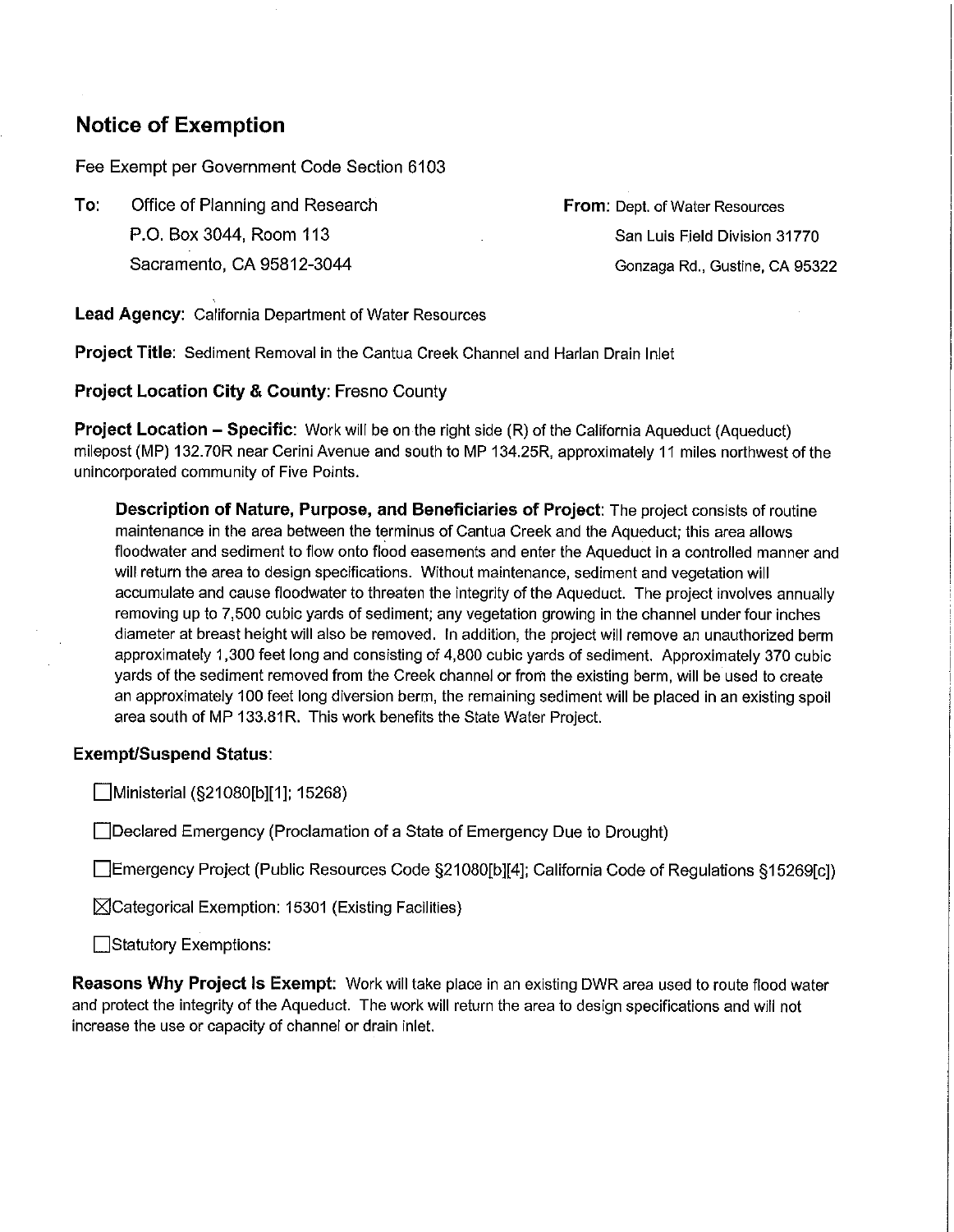# Notice of Exemption

Fee Exempt per Government Code Section 6103

**To:** Office of Planning and Research
P.O. Box 3044, Room 113
Sacramento, CA 95812-3044

**From:** Dept. of Water Resources
San Luis Field Division 31770
Gonzaga Rd., Gustine, CA 95322

**Lead Agency:** California Department of Water Resources

**Project Title:** Sediment Removal in the Cantua Creek Channel and Harlan Drain Inlet

**Project Location City & County:** Fresno County

**Project Location – Specific:** Work will be on the right side (R) of the California Aqueduct (Aqueduct) milepost (MP) 132.70R near Cerini Avenue and south to MP 134.25R, approximately 11 miles northwest of the unincorporated community of Five Points.

**Description of Nature, Purpose, and Beneficiaries of Project:** The project consists of routine maintenance in the area between the terminus of Cantua Creek and the Aqueduct; this area allows floodwater and sediment to flow onto flood easements and enter the Aqueduct in a controlled manner and will return the area to design specifications. Without maintenance, sediment and vegetation will accumulate and cause floodwater to threaten the integrity of the Aqueduct. The project involves annually removing up to 7,500 cubic yards of sediment; any vegetation growing in the channel under four inches diameter at breast height will also be removed. In addition, the project will remove an unauthorized berm approximately 1,300 feet long and consisting of 4,800 cubic yards of sediment. Approximately 370 cubic yards of the sediment removed from the Creek channel or from the existing berm, will be used to create an approximately 100 feet long diversion berm, the remaining sediment will be placed in an existing spoil area south of MP 133.81R. This work benefits the State Water Project.

**Exempt/Suspend Status:**

☐ Ministerial (§21080[b][1]; 15268)

☐ Declared Emergency (Proclamation of a State of Emergency Due to Drought)

☐ Emergency Project (Public Resources Code §21080[b][4]; California Code of Regulations §15269[c])

☒ Categorical Exemption: 15301 (Existing Facilities)

☐ Statutory Exemptions:

**Reasons Why Project Is Exempt:** Work will take place in an existing DWR area used to route flood water and protect the integrity of the Aqueduct. The work will return the area to design specifications and will not increase the use or capacity of channel or drain inlet.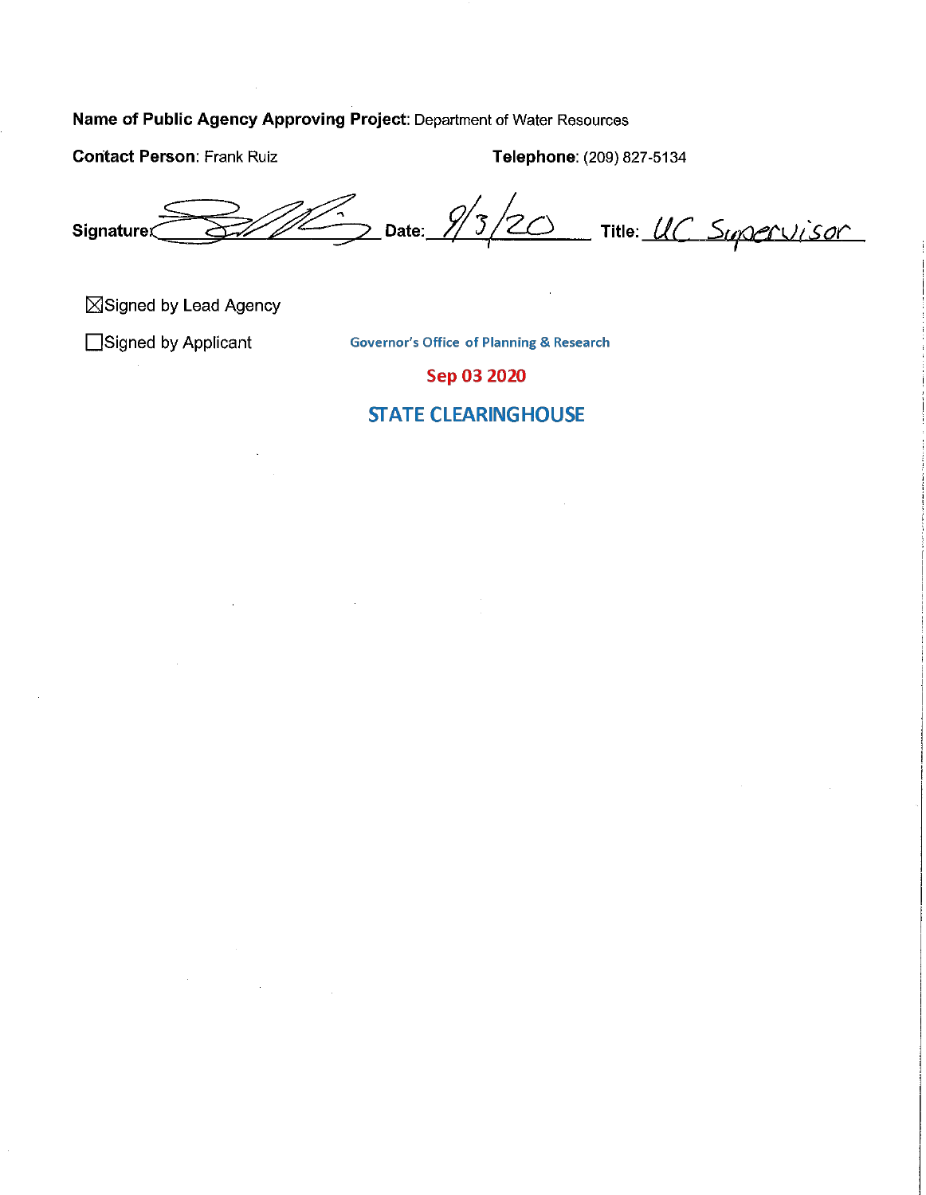**Name of Public Agency Approving Project**: Department of Water Resources

**Contact Person**: Frank Ruiz

**Telephone**: (209) 827-5134

**Signature**: _______________ **Date**: 9/3/20 **Title**: UC Supervisor

☒Signed by Lead Agency

☐Signed by Applicant

Governor's Office of Planning & Research

Sep 03 2020

STATE CLEARINGHOUSE